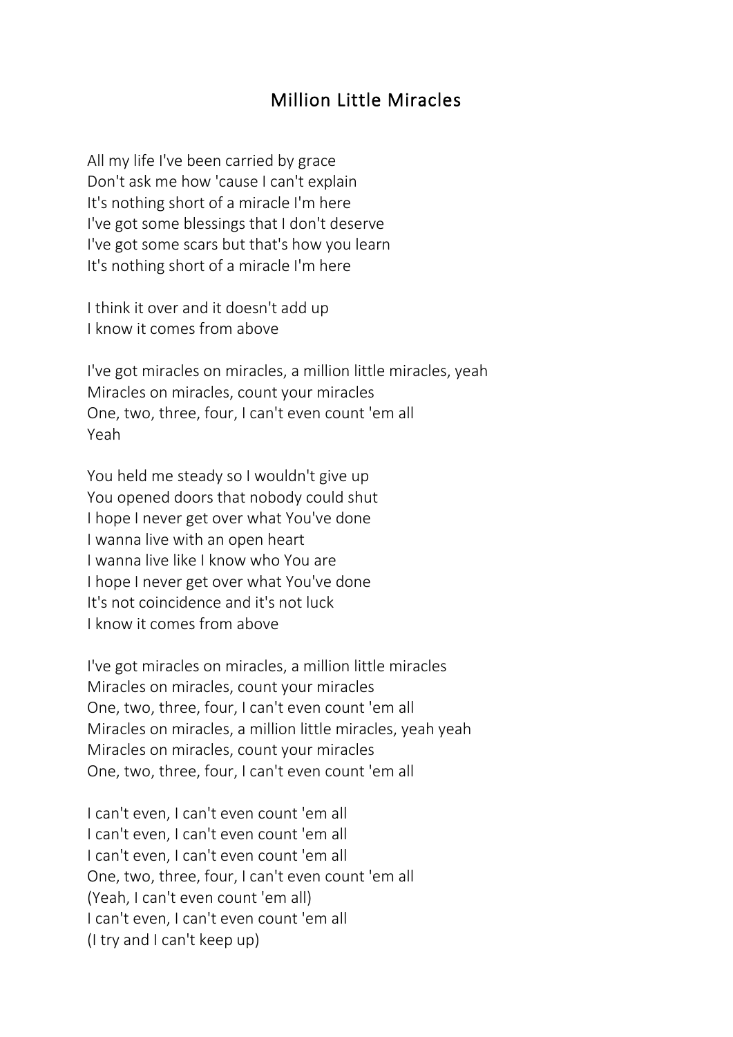# Million Little Miracles

All my life I've been carried by grace
Don't ask me how 'cause I can't explain
It's nothing short of a miracle I'm here
I've got some blessings that I don't deserve
I've got some scars but that's how you learn
It's nothing short of a miracle I'm here

I think it over and it doesn't add up
I know it comes from above

I've got miracles on miracles, a million little miracles, yeah
Miracles on miracles, count your miracles
One, two, three, four, I can't even count 'em all
Yeah

You held me steady so I wouldn't give up
You opened doors that nobody could shut
I hope I never get over what You've done
I wanna live with an open heart
I wanna live like I know who You are
I hope I never get over what You've done
It's not coincidence and it's not luck
I know it comes from above

I've got miracles on miracles, a million little miracles
Miracles on miracles, count your miracles
One, two, three, four, I can't even count 'em all
Miracles on miracles, a million little miracles, yeah yeah
Miracles on miracles, count your miracles
One, two, three, four, I can't even count 'em all

I can't even, I can't even count 'em all
I can't even, I can't even count 'em all
I can't even, I can't even count 'em all
One, two, three, four, I can't even count 'em all
(Yeah, I can't even count 'em all)
I can't even, I can't even count 'em all
(I try and I can't keep up)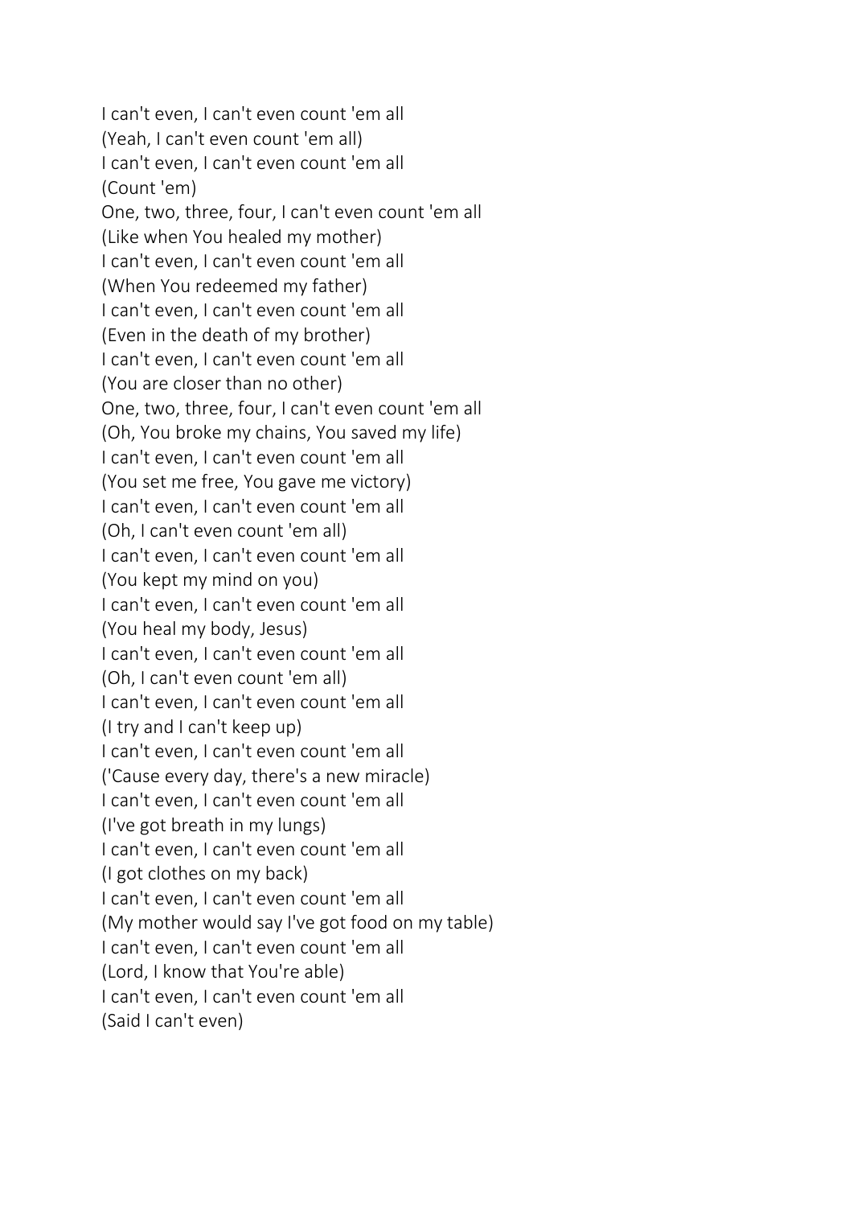I can't even, I can't even count 'em all
(Yeah, I can't even count 'em all)
I can't even, I can't even count 'em all
(Count 'em)
One, two, three, four, I can't even count 'em all
(Like when You healed my mother)
I can't even, I can't even count 'em all
(When You redeemed my father)
I can't even, I can't even count 'em all
(Even in the death of my brother)
I can't even, I can't even count 'em all
(You are closer than no other)
One, two, three, four, I can't even count 'em all
(Oh, You broke my chains, You saved my life)
I can't even, I can't even count 'em all
(You set me free, You gave me victory)
I can't even, I can't even count 'em all
(Oh, I can't even count 'em all)
I can't even, I can't even count 'em all
(You kept my mind on you)
I can't even, I can't even count 'em all
(You heal my body, Jesus)
I can't even, I can't even count 'em all
(Oh, I can't even count 'em all)
I can't even, I can't even count 'em all
(I try and I can't keep up)
I can't even, I can't even count 'em all
('Cause every day, there's a new miracle)
I can't even, I can't even count 'em all
(I've got breath in my lungs)
I can't even, I can't even count 'em all
(I got clothes on my back)
I can't even, I can't even count 'em all
(My mother would say I've got food on my table)
I can't even, I can't even count 'em all
(Lord, I know that You're able)
I can't even, I can't even count 'em all
(Said I can't even)